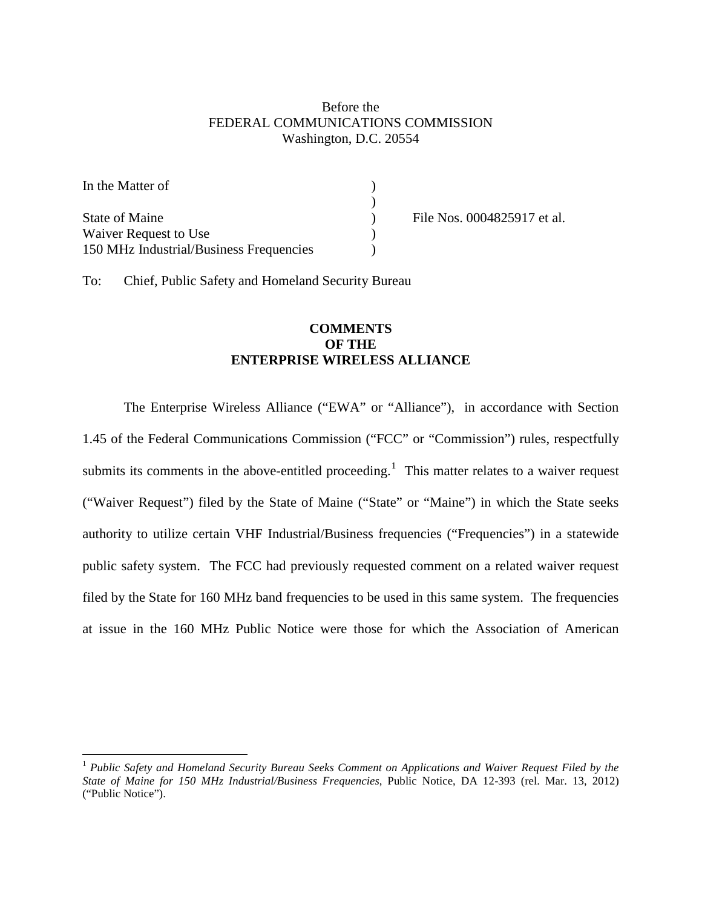Before the
FEDERAL COMMUNICATIONS COMMISSION
Washington, D.C. 20554

| | | |
|---|---|---|
| In the Matter of | ) | |
| | ) | |
| State of Maine | ) | File Nos. 0004825917 et al. |
| Waiver Request to Use | ) | |
| 150 MHz Industrial/Business Frequencies | ) | |

To: Chief, Public Safety and Homeland Security Bureau

**COMMENTS**
**OF THE**
**ENTERPRISE WIRELESS ALLIANCE**

The Enterprise Wireless Alliance ("EWA" or "Alliance"), in accordance with Section 1.45 of the Federal Communications Commission ("FCC" or "Commission") rules, respectfully submits its comments in the above-entitled proceeding.[1] This matter relates to a waiver request ("Waiver Request") filed by the State of Maine ("State" or "Maine") in which the State seeks authority to utilize certain VHF Industrial/Business frequencies ("Frequencies") in a statewide public safety system. The FCC had previously requested comment on a related waiver request filed by the State for 160 MHz band frequencies to be used in this same system. The frequencies at issue in the 160 MHz Public Notice were those for which the Association of American

[1] *Public Safety and Homeland Security Bureau Seeks Comment on Applications and Waiver Request Filed by the State of Maine for 150 MHz Industrial/Business Frequencies*, Public Notice, DA 12-393 (rel. Mar. 13, 2012) ("Public Notice").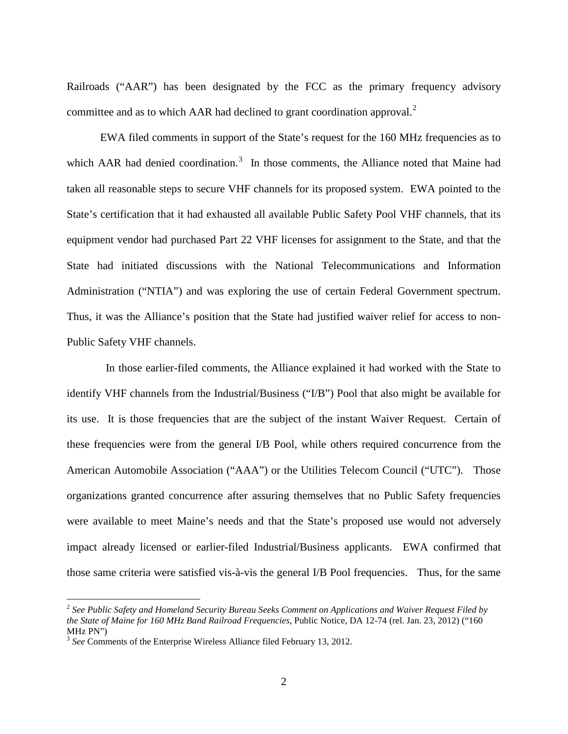Railroads ("AAR") has been designated by the FCC as the primary frequency advisory committee and as to which AAR had declined to grant coordination approval.[2]

EWA filed comments in support of the State's request for the 160 MHz frequencies as to which AAR had denied coordination.[3] In those comments, the Alliance noted that Maine had taken all reasonable steps to secure VHF channels for its proposed system. EWA pointed to the State's certification that it had exhausted all available Public Safety Pool VHF channels, that its equipment vendor had purchased Part 22 VHF licenses for assignment to the State, and that the State had initiated discussions with the National Telecommunications and Information Administration ("NTIA") and was exploring the use of certain Federal Government spectrum. Thus, it was the Alliance's position that the State had justified waiver relief for access to non-Public Safety VHF channels.

In those earlier-filed comments, the Alliance explained it had worked with the State to identify VHF channels from the Industrial/Business ("I/B") Pool that also might be available for its use. It is those frequencies that are the subject of the instant Waiver Request. Certain of these frequencies were from the general I/B Pool, while others required concurrence from the American Automobile Association ("AAA") or the Utilities Telecom Council ("UTC"). Those organizations granted concurrence after assuring themselves that no Public Safety frequencies were available to meet Maine's needs and that the State's proposed use would not adversely impact already licensed or earlier-filed Industrial/Business applicants. EWA confirmed that those same criteria were satisfied vis-à-vis the general I/B Pool frequencies. Thus, for the same

---

[2] *See Public Safety and Homeland Security Bureau Seeks Comment on Applications and Waiver Request Filed by the State of Maine for 160 MHz Band Railroad Frequencies*, Public Notice, DA 12-74 (rel. Jan. 23, 2012) ("160 MHz PN")

[3] *See* Comments of the Enterprise Wireless Alliance filed February 13, 2012.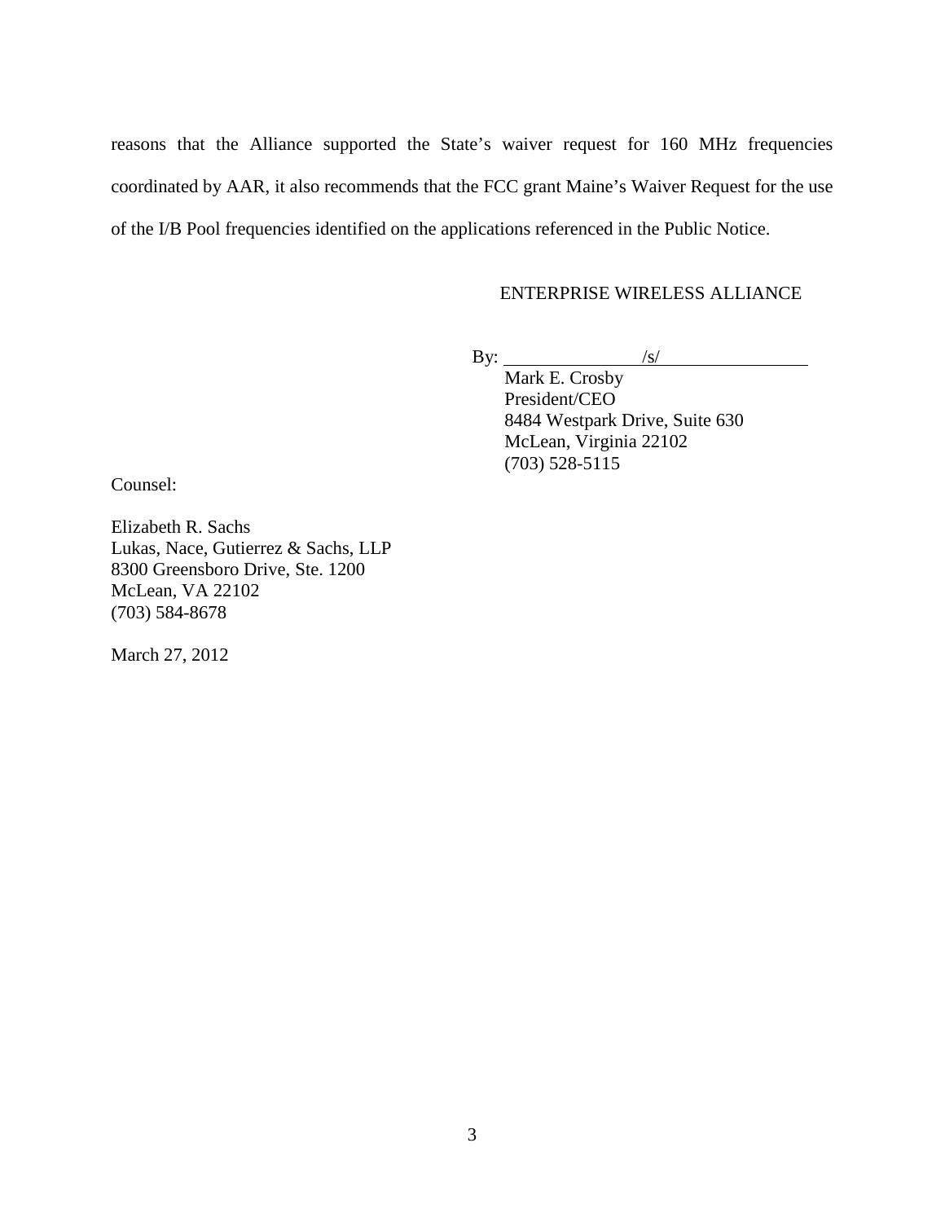reasons that the Alliance supported the State's waiver request for 160 MHz frequencies coordinated by AAR, it also recommends that the FCC grant Maine's Waiver Request for the use of the I/B Pool frequencies identified on the applications referenced in the Public Notice.

ENTERPRISE WIRELESS ALLIANCE

By: /s/

Mark E. Crosby
President/CEO
8484 Westpark Drive, Suite 630
McLean, Virginia 22102
(703) 528-5115

Counsel:

Elizabeth R. Sachs
Lukas, Nace, Gutierrez & Sachs, LLP
8300 Greensboro Drive, Ste. 1200
McLean, VA 22102
(703) 584-8678

March 27, 2012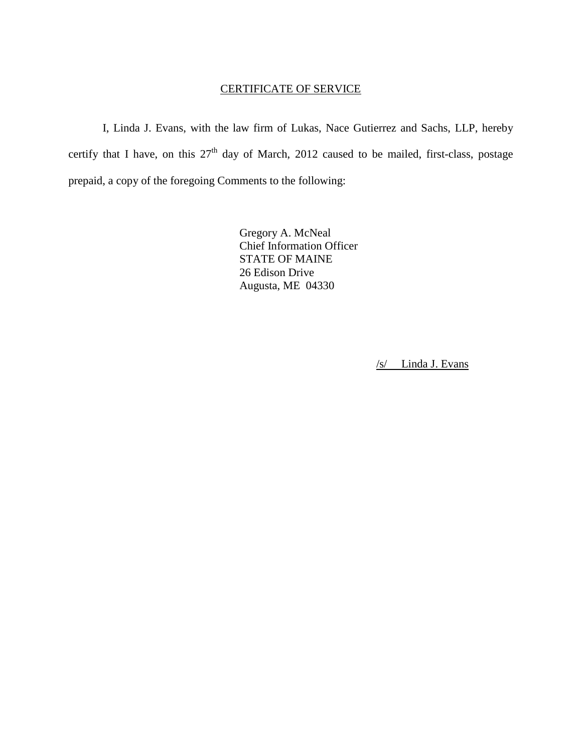# CERTIFICATE OF SERVICE

I, Linda J. Evans, with the law firm of Lukas, Nace Gutierrez and Sachs, LLP, hereby certify that I have, on this 27th day of March, 2012 caused to be mailed, first-class, postage prepaid, a copy of the foregoing Comments to the following:

Gregory A. McNeal
Chief Information Officer
STATE OF MAINE
26 Edison Drive
Augusta, ME 04330

/s/ Linda J. Evans